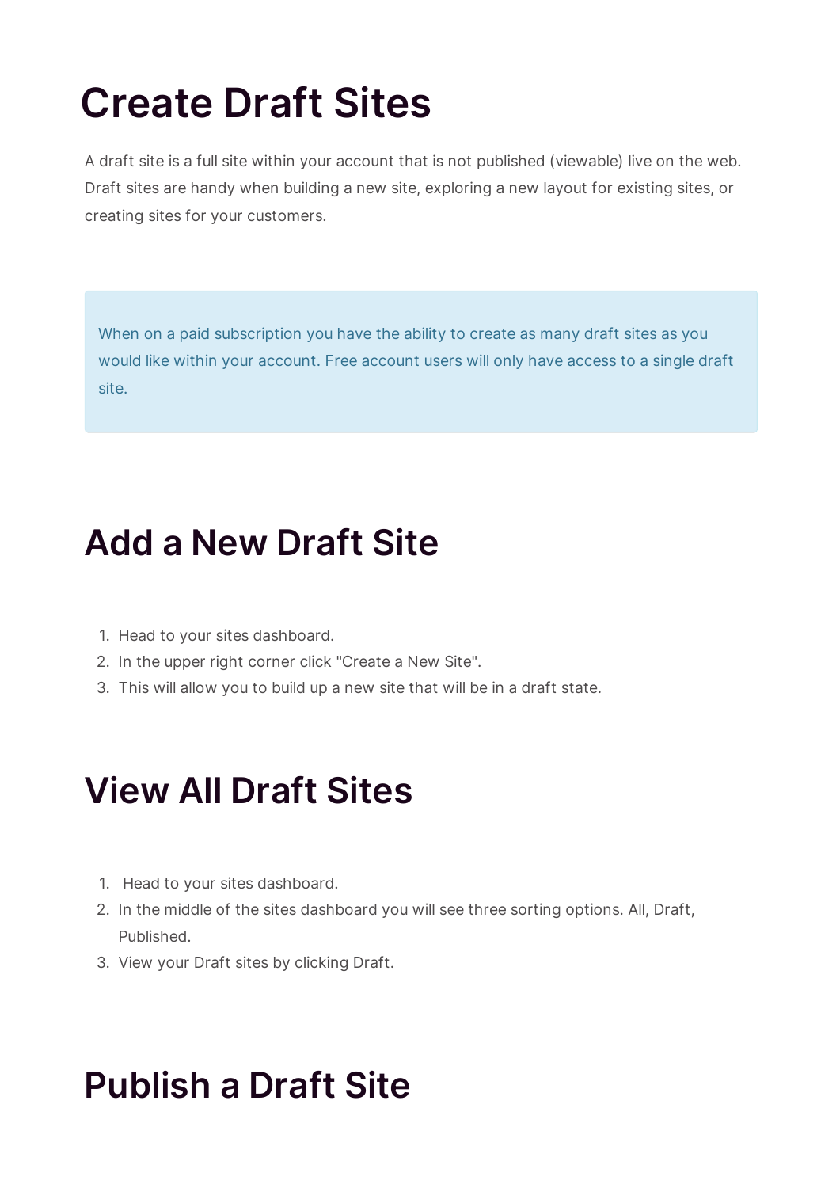# Create Draft Sites

A draft site is a full site within your account that is not published (viewable) live on the web. Draft sites are handy when building a new site, exploring a new layout for existing sites, or creating sites for your customers.

> When on a paid subscription you have the ability to create as many draft sites as you would like within your account. Free account users will only have access to a single draft site.

## Add a New Draft Site

1. Head to your sites dashboard.
2. In the upper right corner click "Create a New Site".
3. This will allow you to build up a new site that will be in a draft state.

## View All Draft Sites

1. Head to your sites dashboard.
2. In the middle of the sites dashboard you will see three sorting options. All, Draft, Published.
3. View your Draft sites by clicking Draft.

## Publish a Draft Site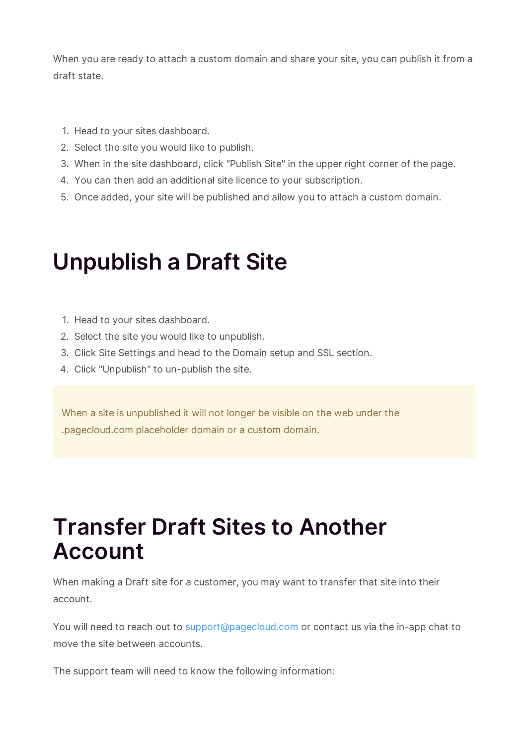When you are ready to attach a custom domain and share your site, you can publish it from a draft state.

1. Head to your sites dashboard.
2. Select the site you would like to publish.
3. When in the site dashboard, click "Publish Site" in the upper right corner of the page.
4. You can then add an additional site licence to your subscription.
5. Once added, your site will be published and allow you to attach a custom domain.

# Unpublish a Draft Site

1. Head to your sites dashboard.
2. Select the site you would like to unpublish.
3. Click Site Settings and head to the Domain setup and SSL section.
4. Click "Unpublish" to un-publish the site.

> When a site is unpublished it will not longer be visible on the web under the .pagecloud.com placeholder domain or a custom domain.

# Transfer Draft Sites to Another Account

When making a Draft site for a customer, you may want to transfer that site into their account.

You will need to reach out to support@pagecloud.com or contact us via the in-app chat to move the site between accounts.

The support team will need to know the following information: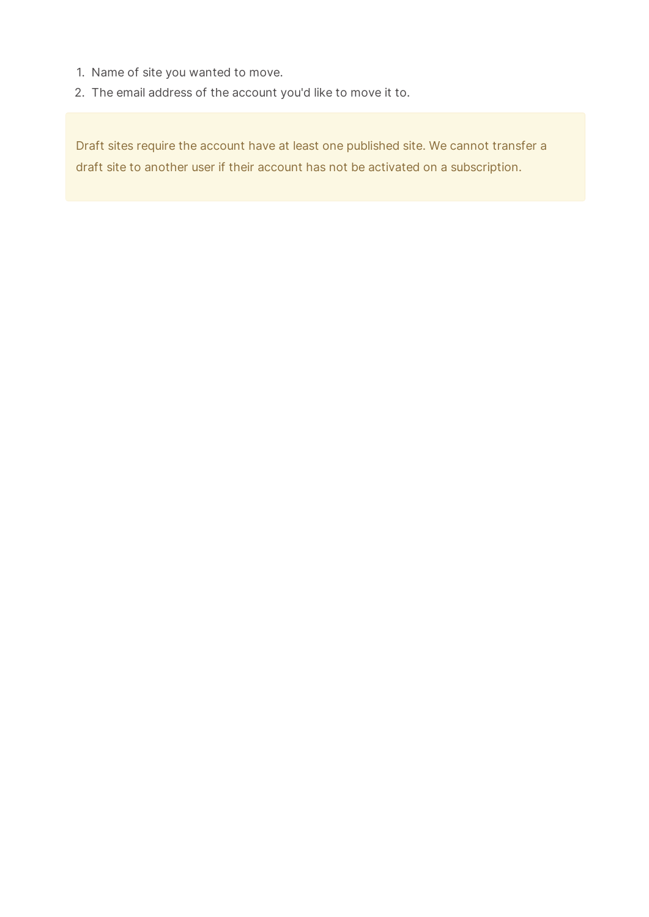1. Name of site you wanted to move.
2. The email address of the account you'd like to move it to.

> Draft sites require the account have at least one published site. We cannot transfer a draft site to another user if their account has not be activated on a subscription.